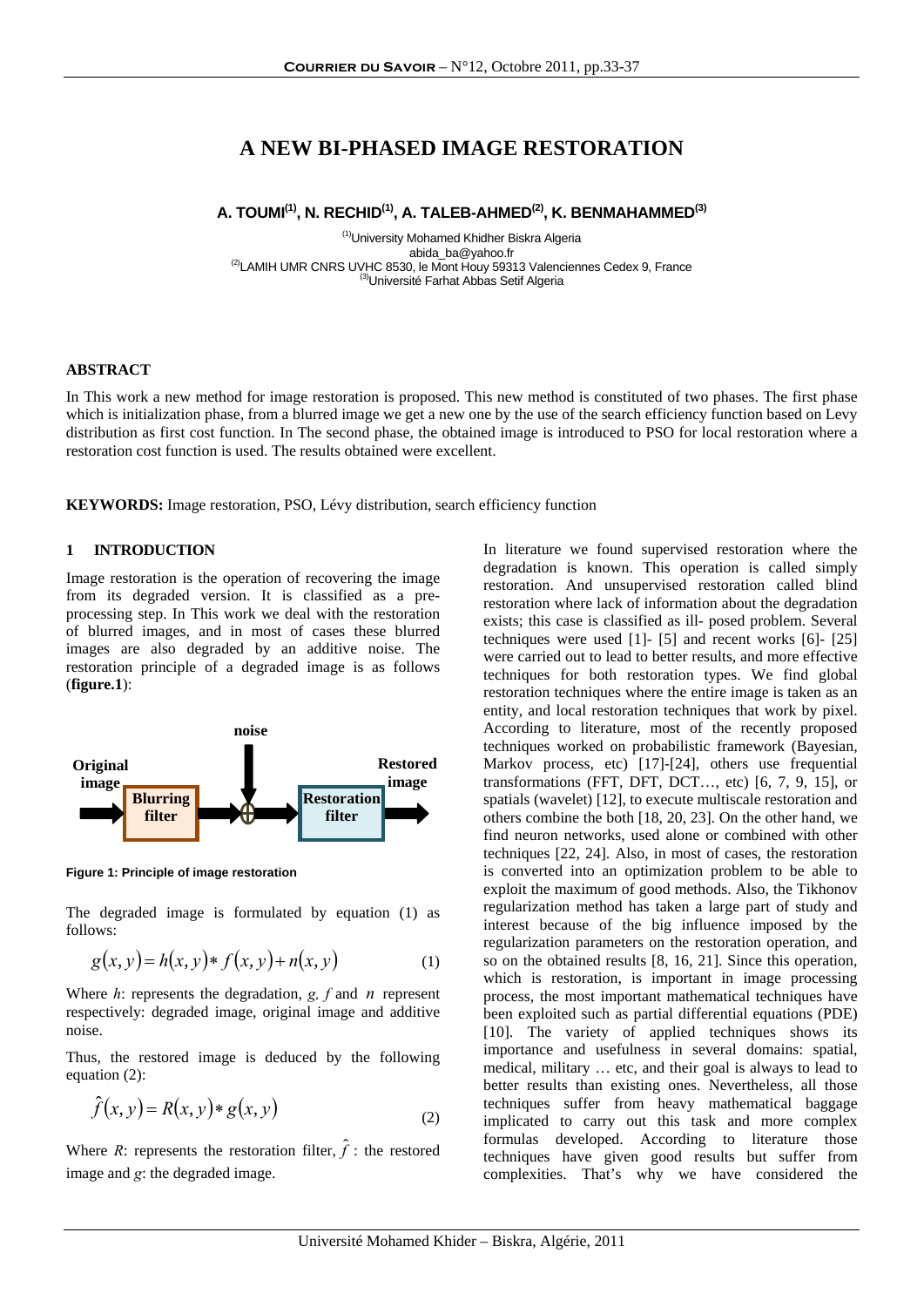# A NEW BI-PHASED IMAGE RESTORATION

**A. TOUMI[(1)], N. RECHID[(1)], A. TALEB-AHMED[(2)], K. BENMAHAMMED[(3)]**

[(1)]University Mohamed Khidher Biskra Algeria
abida_ba@yahoo.fr
[(2)]LAMIH UMR CNRS UVHC 8530, le Mont Houy 59313 Valenciennes Cedex 9, France
[(3)]Université Farhat Abbas Setif Algeria

## ABSTRACT

In This work a new method for image restoration is proposed. This new method is constituted of two phases. The first phase which is initialization phase, from a blurred image we get a new one by the use of the search efficiency function based on Levy distribution as first cost function. In The second phase, the obtained image is introduced to PSO for local restoration where a restoration cost function is used. The results obtained were excellent.

**KEYWORDS:** Image restoration, PSO, Lévy distribution, search efficiency function

## 1 INTRODUCTION

Image restoration is the operation of recovering the image from its degraded version. It is classified as a pre-processing step. In This work we deal with the restoration of blurred images, and in most of cases these blurred images are also degraded by an additive noise. The restoration principle of a degraded image is as follows (**figure.1**):

Original image → Blurring filter → ⊕ (noise) → Restoration filter → Restored image

**Figure 1: Principle of image restoration**

The degraded image is formulated by equation (1) as follows:

$$g(x,y) = h(x,y) * f(x,y) + n(x,y) \qquad (1)$$

Where $h$: represents the degradation, $g$, $f$ and $n$ represent respectively: degraded image, original image and additive noise.

Thus, the restored image is deduced by the following equation (2):

$$\hat{f}(x,y) = R(x,y) * g(x,y) \qquad (2)$$

Where $R$: represents the restoration filter, $\hat{f}$ : the restored image and $g$: the degraded image.

In literature we found supervised restoration where the degradation is known. This operation is called simply restoration. And unsupervised restoration called blind restoration where lack of information about the degradation exists; this case is classified as ill- posed problem. Several techniques were used [1]- [5] and recent works [6]- [25] were carried out to lead to better results, and more effective techniques for both restoration types. We find global restoration techniques where the entire image is taken as an entity, and local restoration techniques that work by pixel. According to literature, most of the recently proposed techniques worked on probabilistic framework (Bayesian, Markov process, etc) [17]-[24], others use frequential transformations (FFT, DFT, DCT…, etc) [6, 7, 9, 15], or spatials (wavelet) [12], to execute multiscale restoration and others combine the both [18, 20, 23]. On the other hand, we find neuron networks, used alone or combined with other techniques [22, 24]. Also, in most of cases, the restoration is converted into an optimization problem to be able to exploit the maximum of good methods. Also, the Tikhonov regularization method has taken a large part of study and interest because of the big influence imposed by the regularization parameters on the restoration operation, and so on the obtained results [8, 16, 21]. Since this operation, which is restoration, is important in image processing process, the most important mathematical techniques have been exploited such as partial differential equations (PDE) [10]. The variety of applied techniques shows its importance and usefulness in several domains: spatial, medical, military … etc, and their goal is always to lead to better results than existing ones. Nevertheless, all those techniques suffer from heavy mathematical baggage implicated to carry out this task and more complex formulas developed. According to literature those techniques have given good results but suffer from complexities. That's why we have considered the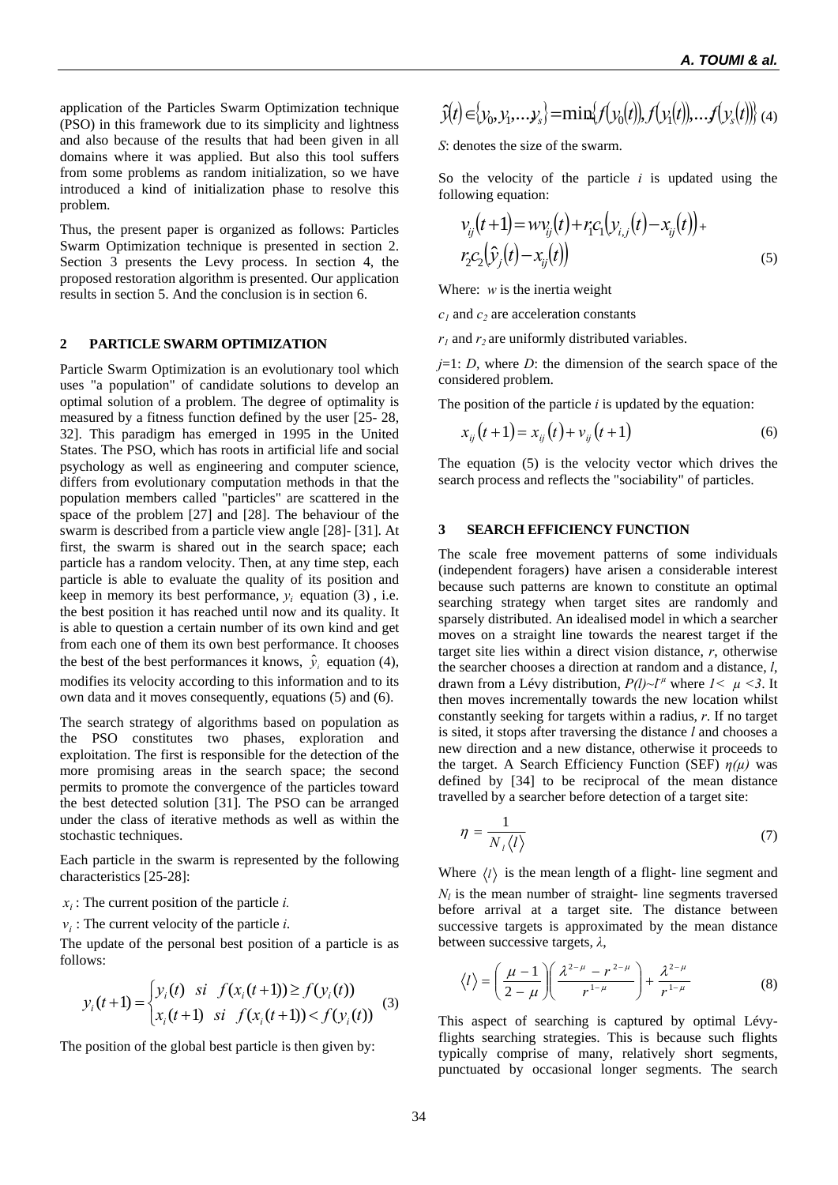application of the Particles Swarm Optimization technique (PSO) in this framework due to its simplicity and lightness and also because of the results that had been given in all domains where it was applied. But also this tool suffers from some problems as random initialization, so we have introduced a kind of initialization phase to resolve this problem.

Thus, the present paper is organized as follows: Particles Swarm Optimization technique is presented in section 2. Section 3 presents the Levy process. In section 4, the proposed restoration algorithm is presented. Our application results in section 5. And the conclusion is in section 6.

## 2 PARTICLE SWARM OPTIMIZATION

Particle Swarm Optimization is an evolutionary tool which uses "a population" of candidate solutions to develop an optimal solution of a problem. The degree of optimality is measured by a fitness function defined by the user [25- 28, 32]. This paradigm has emerged in 1995 in the United States. The PSO, which has roots in artificial life and social psychology as well as engineering and computer science, differs from evolutionary computation methods in that the population members called "particles" are scattered in the space of the problem [27] and [28]. The behaviour of the swarm is described from a particle view angle [28]- [31]. At first, the swarm is shared out in the search space; each particle has a random velocity. Then, at any time step, each particle is able to evaluate the quality of its position and keep in memory its best performance, $y_i$ equation (3) , i.e. the best position it has reached until now and its quality. It is able to question a certain number of its own kind and get from each one of them its own best performance. It chooses the best of the best performances it knows, $\hat{y}_i$ equation (4), modifies its velocity according to this information and to its own data and it moves consequently, equations (5) and (6).

The search strategy of algorithms based on population as the PSO constitutes two phases, exploration and exploitation. The first is responsible for the detection of the more promising areas in the search space; the second permits to promote the convergence of the particles toward the best detected solution [31]. The PSO can be arranged under the class of iterative methods as well as within the stochastic techniques.

Each particle in the swarm is represented by the following characteristics [25-28]:

$x_i$ : The current position of the particle *i.*

$v_i$ : The current velocity of the particle *i*.

The update of the personal best position of a particle is as follows:

$$y_i(t+1) = \begin{cases} y_i(t) & si \quad f(x_i(t+1)) \geq f(y_i(t)) \\ x_i(t+1) & si \quad f(x_i(t+1)) < f(y_i(t)) \end{cases} \quad (3)$$

The position of the global best particle is then given by:

$$\hat{y}(t) \in \{y_0, y_1, \ldots y_s\} = \min\{f(y_0(t)), f(y_1(t)), \ldots f(y_s(t))\} \quad (4)$$

*S*: denotes the size of the swarm.

So the velocity of the particle *i* is updated using the following equation:

$$v_{ij}(t+1) = wv_{ij}(t) + r_1c_1\left(y_{i,j}(t) - x_{ij}(t)\right) + r_2c_2\left(\hat{y}_j(t) - x_{ij}(t)\right) \quad (5)$$

Where: *w* is the inertia weight

$c_1$ and $c_2$ are acceleration constants

$r_1$ and $r_2$ are uniformly distributed variables.

*j*=1: *D*, where *D*: the dimension of the search space of the considered problem.

The position of the particle *i* is updated by the equation:

$$x_{ij}(t+1) = x_{ij}(t) + v_{ij}(t+1) \quad (6)$$

The equation (5) is the velocity vector which drives the search process and reflects the "sociability" of particles.

## 3 SEARCH EFFICIENCY FUNCTION

The scale free movement patterns of some individuals (independent foragers) have arisen a considerable interest because such patterns are known to constitute an optimal searching strategy when target sites are randomly and sparsely distributed. An idealised model in which a searcher moves on a straight line towards the nearest target if the target site lies within a direct vision distance, *r*, otherwise the searcher chooses a direction at random and a distance, *l*, drawn from a Lévy distribution, $P(l) \sim l^{-\mu}$ where $1 < \mu < 3$. It then moves incrementally towards the new location whilst constantly seeking for targets within a radius, *r*. If no target is sited, it stops after traversing the distance *l* and chooses a new direction and a new distance, otherwise it proceeds to the target. A Search Efficiency Function (SEF) $\eta(\mu)$ was defined by [34] to be reciprocal of the mean distance travelled by a searcher before detection of a target site:

$$\eta = \frac{1}{N_l \langle l \rangle} \quad (7)$$

Where $\langle l \rangle$ is the mean length of a flight- line segment and $N_l$ is the mean number of straight- line segments traversed before arrival at a target site. The distance between successive targets is approximated by the mean distance between successive targets, $\lambda$,

$$\langle l \rangle = \left(\frac{\mu - 1}{2 - \mu}\right)\left(\frac{\lambda^{2-\mu} - r^{2-\mu}}{r^{1-\mu}}\right) + \frac{\lambda^{2-\mu}}{r^{1-\mu}} \quad (8)$$

This aspect of searching is captured by optimal Lévy-flights searching strategies. This is because such flights typically comprise of many, relatively short segments, punctuated by occasional longer segments. The search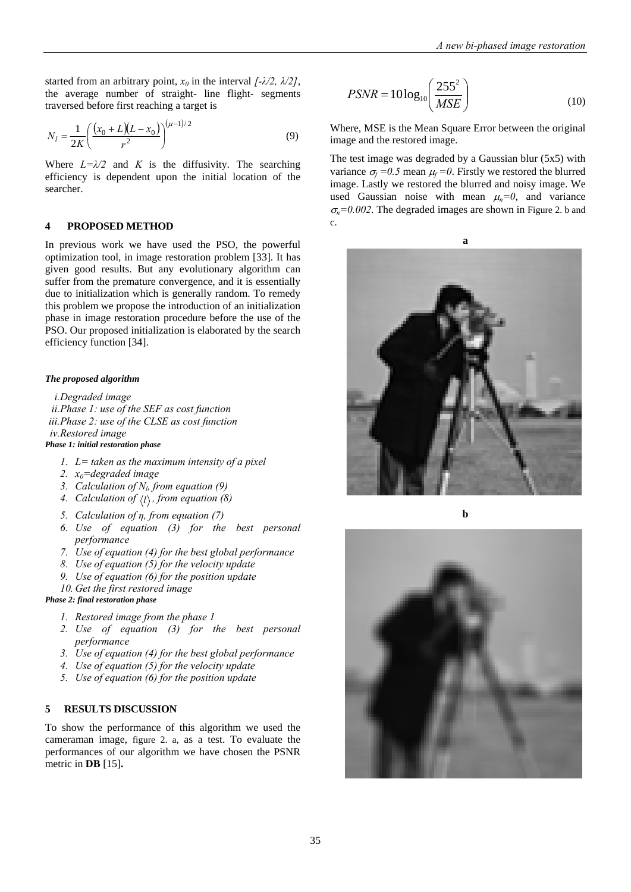started from an arbitrary point, $x_0$ in the interval $[-\lambda/2, \lambda/2]$, the average number of straight- line flight- segments traversed before first reaching a target is

$$N_l = \frac{1}{2K}\left(\frac{(x_0+L)(L-x_0)}{r^2}\right)^{(\mu-1)/2} \tag{9}$$

Where $L=\lambda/2$ and $K$ is the diffusivity. The searching efficiency is dependent upon the initial location of the searcher.

## 4 PROPOSED METHOD

In previous work we have used the PSO, the powerful optimization tool, in image restoration problem [33]. It has given good results. But any evolutionary algorithm can suffer from the premature convergence, and it is essentially due to initialization which is generally random. To remedy this problem we propose the introduction of an initialization phase in image restoration procedure before the use of the PSO. Our proposed initialization is elaborated by the search efficiency function [34].

***The proposed algorithm***

*i. Degraded image*
*ii. Phase 1: use of the SEF as cost function*
*iii. Phase 2: use of the CLSE as cost function*
*iv. Restored image*

***Phase 1: initial restoration phase***

1. *L= taken as the maximum intensity of a pixel*
2. *$x_0$=degraded image*
3. *Calculation of $N_l$, from equation (9)*
4. *Calculation of $\langle l \rangle$, from equation (8)*
5. *Calculation of $\eta$, from equation (7)*
6. *Use of equation (3) for the best personal performance*
7. *Use of equation (4) for the best global performance*
8. *Use of equation (5) for the velocity update*
9. *Use of equation (6) for the position update*
10. *Get the first restored image*

***Phase 2: final restoration phase***

1. *Restored image from the phase 1*
2. *Use of equation (3) for the best personal performance*
3. *Use of equation (4) for the best global performance*
4. *Use of equation (5) for the velocity update*
5. *Use of equation (6) for the position update*

## 5 RESULTS DISCUSSION

To show the performance of this algorithm we used the cameraman image, figure 2. a, as a test. To evaluate the performances of our algorithm we have chosen the PSNR metric in **DB** [15]**.**

$$PSNR = 10\log_{10}\left(\frac{255^2}{MSE}\right) \tag{10}$$

Where, MSE is the Mean Square Error between the original image and the restored image.

The test image was degraded by a Gaussian blur (5x5) with variance $\sigma_f = 0.5$ mean $\mu_f = 0$. Firstly we restored the blurred image. Lastly we restored the blurred and noisy image. We used Gaussian noise with mean $\mu_n = 0$, and variance $\sigma_n = 0.002$. The degraded images are shown in Figure 2. b and c.

**a**

**b**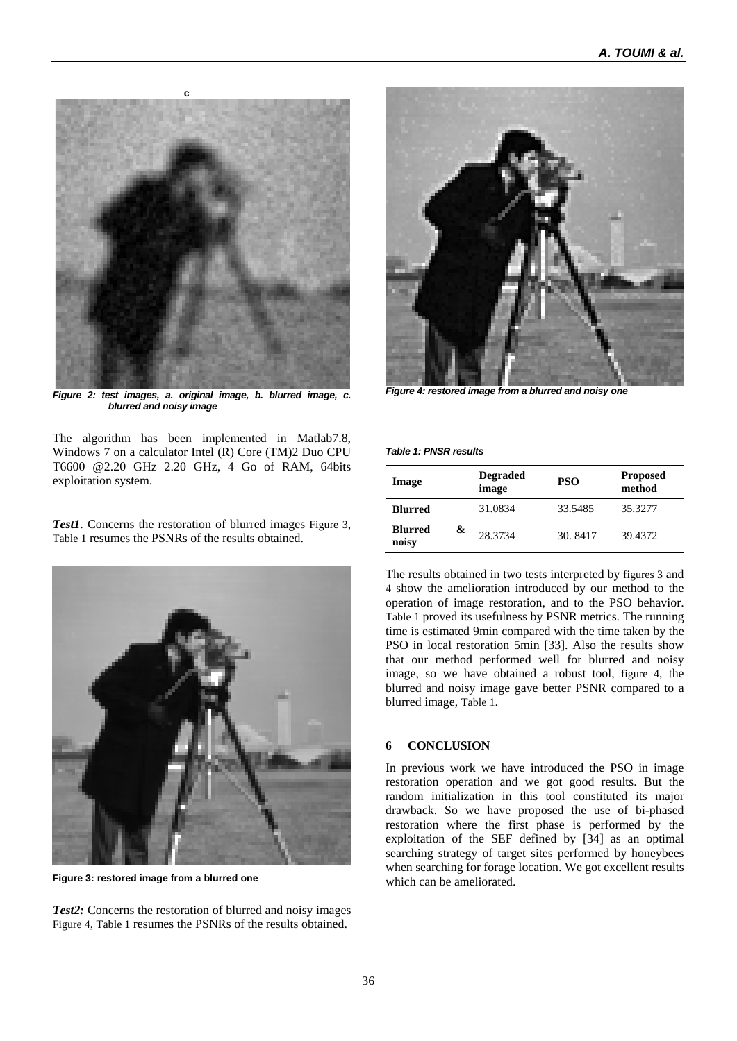c

Figure 2: test images, a. original image, b. blurred image, c. blurred and noisy image

The algorithm has been implemented in Matlab7.8, Windows 7 on a calculator Intel (R) Core (TM)2 Duo CPU T6600 @2.20 GHz 2.20 GHz, 4 Go of RAM, 64bits exploitation system.

***Test1***. Concerns the restoration of blurred images Figure 3, Table 1 resumes the PSNRs of the results obtained.

**Figure 3: restored image from a blurred one**

***Test2:*** Concerns the restoration of blurred and noisy images Figure 4, Table 1 resumes the PSNRs of the results obtained.

*Figure 4: restored image from a blurred and noisy one*

*Table 1: PNSR results*

| Image | Degraded image | PSO | Proposed method |
|---|---|---|---|
| **Blurred** | 31.0834 | 33.5485 | 35.3277 |
| **Blurred & noisy** | 28.3734 | 30. 8417 | 39.4372 |

The results obtained in two tests interpreted by figures 3 and 4 show the amelioration introduced by our method to the operation of image restoration, and to the PSO behavior. Table 1 proved its usefulness by PSNR metrics. The running time is estimated 9min compared with the time taken by the PSO in local restoration 5min [33]. Also the results show that our method performed well for blurred and noisy image, so we have obtained a robust tool, figure 4, the blurred and noisy image gave better PSNR compared to a blurred image, Table 1.

## 6 CONCLUSION

In previous work we have introduced the PSO in image restoration operation and we got good results. But the random initialization in this tool constituted its major drawback. So we have proposed the use of bi-phased restoration where the first phase is performed by the exploitation of the SEF defined by [34] as an optimal searching strategy of target sites performed by honeybees when searching for forage location. We got excellent results which can be ameliorated.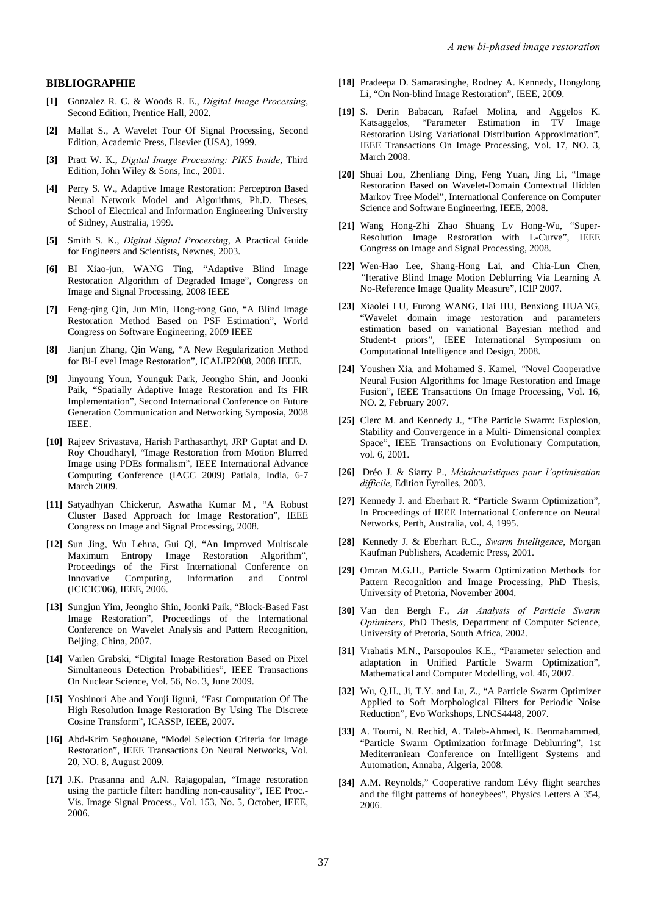## BIBLIOGRAPHIE

**[1]** Gonzalez R. C. & Woods R. E., *Digital Image Processing*, Second Edition, Prentice Hall, 2002.

**[2]** Mallat S., A Wavelet Tour Of Signal Processing, Second Edition, Academic Press, Elsevier (USA), 1999.

**[3]** Pratt W. K., *Digital Image Processing: PIKS Inside*, Third Edition, John Wiley & Sons, Inc., 2001.

**[4]** Perry S. W., Adaptive Image Restoration: Perceptron Based Neural Network Model and Algorithms, Ph.D. Theses, School of Electrical and Information Engineering University of Sidney, Australia, 1999.

**[5]** Smith S. K., *Digital Signal Processing*, A Practical Guide for Engineers and Scientists, Newnes, 2003.

**[6]** BI Xiao-jun, WANG Ting, "Adaptive Blind Image Restoration Algorithm of Degraded Image", Congress on Image and Signal Processing, 2008 IEEE

**[7]** Feng-qing Qin, Jun Min, Hong-rong Guo, "A Blind Image Restoration Method Based on PSF Estimation", World Congress on Software Engineering, 2009 IEEE

**[8]** Jianjun Zhang, Qin Wang, "A New Regularization Method for Bi-Level Image Restoration", ICALIP2008, 2008 IEEE.

**[9]** Jinyoung Youn, Younguk Park, Jeongho Shin, and Joonki Paik, "Spatially Adaptive Image Restoration and Its FIR Implementation", Second International Conference on Future Generation Communication and Networking Symposia, 2008 IEEE.

**[10]** Rajeev Srivastava, Harish Parthasarthyt, JRP Guptat and D. Roy Choudharyl, "Image Restoration from Motion Blurred Image using PDEs formalism", IEEE International Advance Computing Conference (IACC 2009) Patiala, India, 6-7 March 2009.

**[11]** Satyadhyan Chickerur, Aswatha Kumar M , "A Robust Cluster Based Approach for Image Restoration", IEEE Congress on Image and Signal Processing, 2008.

**[12]** Sun Jing, Wu Lehua, Gui Qi, "An Improved Multiscale Maximum Entropy Image Restoration Algorithm", Proceedings of the First International Conference on Innovative Computing, Information and Control (ICICIC'06), IEEE, 2006.

**[13]** Sungjun Yim, Jeongho Shin, Joonki Paik, "Block-Based Fast Image Restoration", Proceedings of the International Conference on Wavelet Analysis and Pattern Recognition, Beijing, China, 2007.

**[14]** Varlen Grabski, "Digital Image Restoration Based on Pixel Simultaneous Detection Probabilities", IEEE Transactions On Nuclear Science, Vol. 56, No. 3, June 2009.

**[15]** Yoshinori Abe and Youji Iiguni, "Fast Computation Of The High Resolution Image Restoration By Using The Discrete Cosine Transform", ICASSP, IEEE, 2007.

**[16]** Abd-Krim Seghouane, "Model Selection Criteria for Image Restoration", IEEE Transactions On Neural Networks, Vol. 20, NO. 8, August 2009.

**[17]** J.K. Prasanna and A.N. Rajagopalan, "Image restoration using the particle filter: handling non-causality", IEE Proc.-Vis. Image Signal Process., Vol. 153, No. 5, October, IEEE, 2006.

**[18]** Pradeepa D. Samarasinghe, Rodney A. Kennedy, Hongdong Li, "On Non-blind Image Restoration", IEEE, 2009.

**[19]** S. Derin Babacan, Rafael Molina, and Aggelos K. Katsaggelos, "Parameter Estimation in TV Image Restoration Using Variational Distribution Approximation", IEEE Transactions On Image Processing, Vol. 17, NO. 3, March 2008.

**[20]** Shuai Lou, Zhenliang Ding, Feng Yuan, Jing Li, "Image Restoration Based on Wavelet-Domain Contextual Hidden Markov Tree Model", International Conference on Computer Science and Software Engineering, IEEE, 2008.

**[21]** Wang Hong-Zhi Zhao Shuang Lv Hong-Wu, "Super-Resolution Image Restoration with L-Curve", IEEE Congress on Image and Signal Processing, 2008.

**[22]** Wen-Hao Lee, Shang-Hong Lai, and Chia-Lun Chen, "Iterative Blind Image Motion Deblurring Via Learning A No-Reference Image Quality Measure", ICIP 2007.

**[23]** Xiaolei LU, Furong WANG, Hai HU, Benxiong HUANG, "Wavelet domain image restoration and parameters estimation based on variational Bayesian method and Student-t priors", IEEE International Symposium on Computational Intelligence and Design, 2008.

**[24]** Youshen Xia, and Mohamed S. Kamel, "Novel Cooperative Neural Fusion Algorithms for Image Restoration and Image Fusion", IEEE Transactions On Image Processing, Vol. 16, NO. 2, February 2007.

**[25]** Clerc M. and Kennedy J., "The Particle Swarm: Explosion, Stability and Convergence in a Multi- Dimensional complex Space", IEEE Transactions on Evolutionary Computation, vol. 6, 2001.

**[26]** Dréo J. & Siarry P., *Métaheuristiques pour l'optimisation difficile*, Edition Eyrolles, 2003.

**[27]** Kennedy J. and Eberhart R. "Particle Swarm Optimization", In Proceedings of IEEE International Conference on Neural Networks, Perth, Australia, vol. 4, 1995.

**[28]** Kennedy J. & Eberhart R.C., *Swarm Intelligence*, Morgan Kaufman Publishers, Academic Press, 2001.

**[29]** Omran M.G.H., Particle Swarm Optimization Methods for Pattern Recognition and Image Processing, PhD Thesis, University of Pretoria, November 2004.

**[30]** Van den Bergh F., *An Analysis of Particle Swarm Optimizers*, PhD Thesis, Department of Computer Science, University of Pretoria, South Africa, 2002.

**[31]** Vrahatis M.N., Parsopoulos K.E., "Parameter selection and adaptation in Unified Particle Swarm Optimization", Mathematical and Computer Modelling, vol. 46, 2007.

**[32]** Wu, Q.H., Ji, T.Y. and Lu, Z., "A Particle Swarm Optimizer Applied to Soft Morphological Filters for Periodic Noise Reduction", Evo Workshops, LNCS4448, 2007.

**[33]** A. Toumi, N. Rechid, A. Taleb-Ahmed, K. Benmahammed, "Particle Swarm Optimization forImage Deblurring", 1st Mediterraniean Conference on Intelligent Systems and Automation, Annaba, Algeria, 2008.

**[34]** A.M. Reynolds," Cooperative random Lévy flight searches and the flight patterns of honeybees", Physics Letters A 354, 2006.